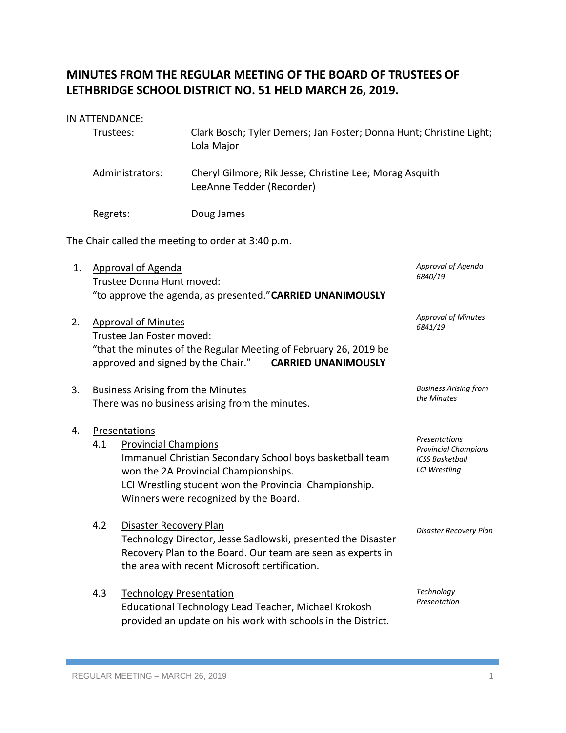# MINUTES FROM THE REGULAR MEETING OF THE BOARD OF TRUSTEES OF LETHBRIDGE SCHOOL DISTRICT NO. 51 HELD MARCH 26, 2019.

IN ATTENDANCE:

| | |
|---|---|
| Trustees: | Clark Bosch; Tyler Demers; Jan Foster; Donna Hunt; Christine Light; Lola Major |
| Administrators: | Cheryl Gilmore; Rik Jesse; Christine Lee; Morag Asquith<br>LeeAnne Tedder (Recorder) |
| Regrets: | Doug James |

The Chair called the meeting to order at 3:40 p.m.

1. Approval of Agenda

   *Approval of Agenda 6840/19*

   Trustee Donna Hunt moved:
   "to approve the agenda, as presented." **CARRIED UNANIMOUSLY**

2. Approval of Minutes

   *Approval of Minutes 6841/19*

   Trustee Jan Foster moved:
   "that the minutes of the Regular Meeting of February 26, 2019 be approved and signed by the Chair." **CARRIED UNANIMOUSLY**

3. Business Arising from the Minutes

   *Business Arising from the Minutes*

   There was no business arising from the minutes.

4. Presentations

   *Presentations*

   4.1 Provincial Champions

   *Provincial Champions ICSS Basketball LCI Wrestling*

   Immanuel Christian Secondary School boys basketball team won the 2A Provincial Championships.
   LCI Wrestling student won the Provincial Championship.
   Winners were recognized by the Board.

   4.2 Disaster Recovery Plan

   *Disaster Recovery Plan*

   Technology Director, Jesse Sadlowski, presented the Disaster Recovery Plan to the Board. Our team are seen as experts in the area with recent Microsoft certification.

   4.3 Technology Presentation

   *Technology Presentation*

   Educational Technology Lead Teacher, Michael Krokosh provided an update on his work with schools in the District.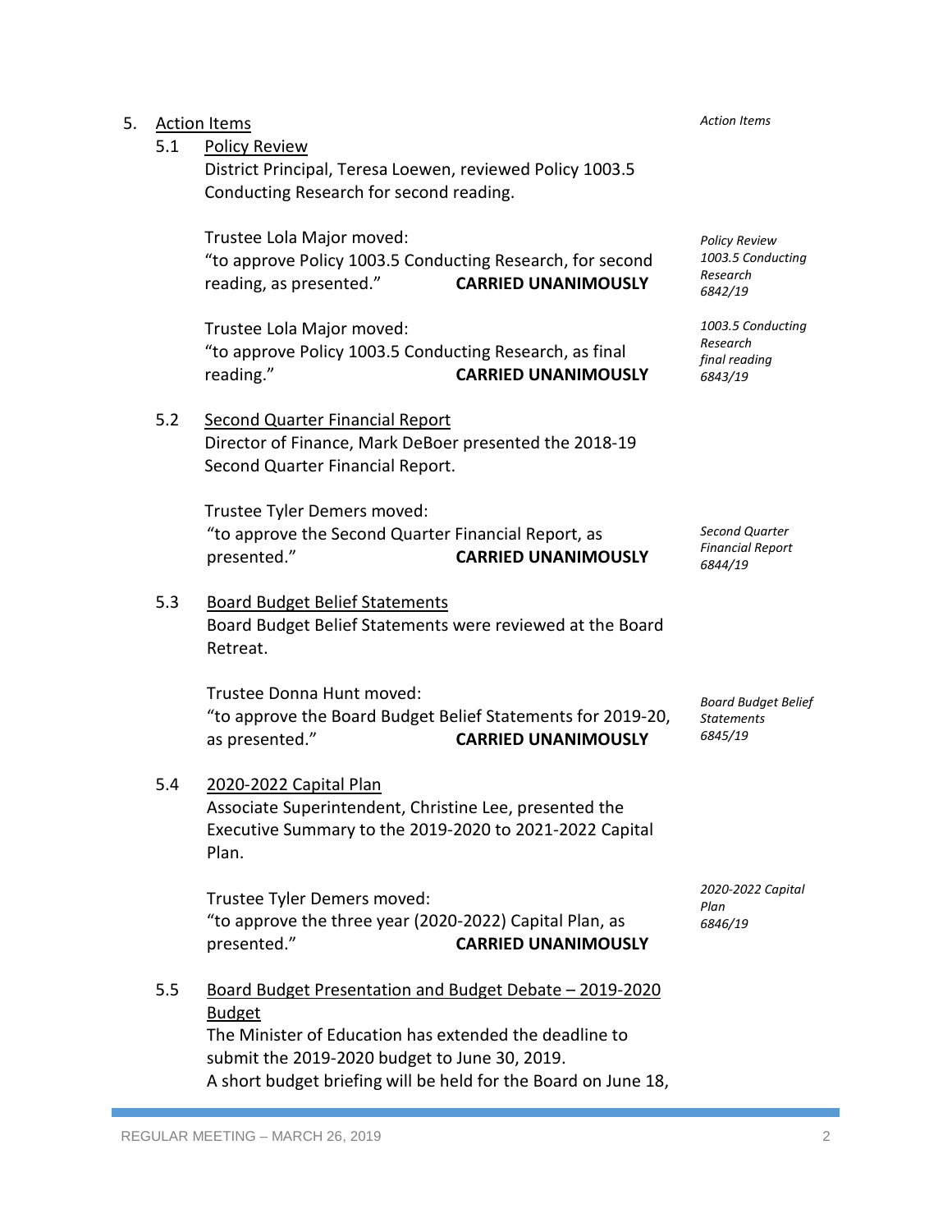5. Action Items

*Action Items*

5.1 Policy Review

District Principal, Teresa Loewen, reviewed Policy 1003.5 Conducting Research for second reading.

Trustee Lola Major moved:
"to approve Policy 1003.5 Conducting Research, for second reading, as presented." **CARRIED UNANIMOUSLY**

*Policy Review 1003.5 Conducting Research 6842/19*

Trustee Lola Major moved:
"to approve Policy 1003.5 Conducting Research, as final reading." **CARRIED UNANIMOUSLY**

*1003.5 Conducting Research final reading 6843/19*

5.2 Second Quarter Financial Report

Director of Finance, Mark DeBoer presented the 2018-19 Second Quarter Financial Report.

Trustee Tyler Demers moved:
"to approve the Second Quarter Financial Report, as presented." **CARRIED UNANIMOUSLY**

*Second Quarter Financial Report 6844/19*

5.3 Board Budget Belief Statements

Board Budget Belief Statements were reviewed at the Board Retreat.

Trustee Donna Hunt moved:
"to approve the Board Budget Belief Statements for 2019-20, as presented." **CARRIED UNANIMOUSLY**

*Board Budget Belief Statements 6845/19*

5.4 2020-2022 Capital Plan

Associate Superintendent, Christine Lee, presented the Executive Summary to the 2019-2020 to 2021-2022 Capital Plan.

Trustee Tyler Demers moved:
"to approve the three year (2020-2022) Capital Plan, as presented." **CARRIED UNANIMOUSLY**

*2020-2022 Capital Plan 6846/19*

5.5 Board Budget Presentation and Budget Debate – 2019-2020 Budget

The Minister of Education has extended the deadline to submit the 2019-2020 budget to June 30, 2019.
A short budget briefing will be held for the Board on June 18,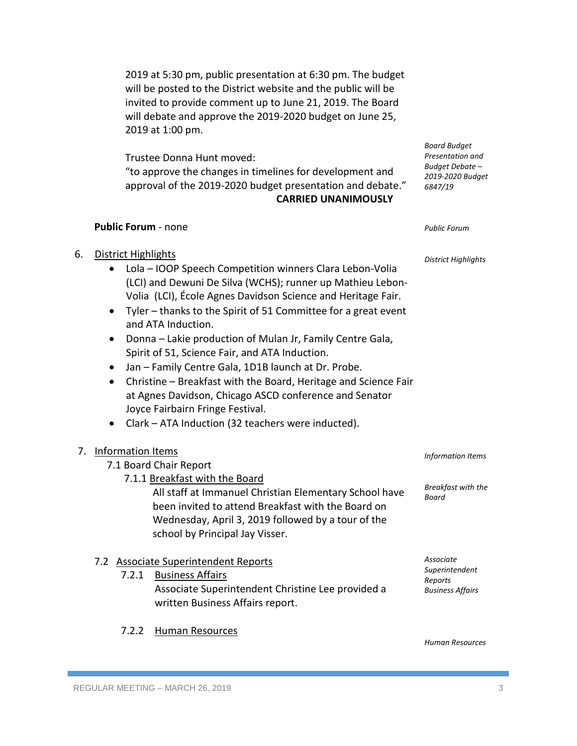2019 at 5:30 pm, public presentation at 6:30 pm. The budget will be posted to the District website and the public will be invited to provide comment up to June 21, 2019. The Board will debate and approve the 2019-2020 budget on June 25, 2019 at 1:00 pm.

*Board Budget Presentation and Budget Debate – 2019-2020 Budget 6847/19*

Trustee Donna Hunt moved:
"to approve the changes in timelines for development and approval of the 2019-2020 budget presentation and debate."
**CARRIED UNANIMOUSLY**

*Public Forum*

**Public Forum** - none

*District Highlights*

6. District Highlights
   - Lola – IOOP Speech Competition winners Clara Lebon-Volia (LCI) and Dewuni De Silva (WCHS); runner up Mathieu Lebon-Volia (LCI), École Agnes Davidson Science and Heritage Fair.
   - Tyler – thanks to the Spirit of 51 Committee for a great event and ATA Induction.
   - Donna – Lakie production of Mulan Jr, Family Centre Gala, Spirit of 51, Science Fair, and ATA Induction.
   - Jan – Family Centre Gala, 1D1B launch at Dr. Probe.
   - Christine – Breakfast with the Board, Heritage and Science Fair at Agnes Davidson, Chicago ASCD conference and Senator Joyce Fairbairn Fringe Festival.
   - Clark – ATA Induction (32 teachers were inducted).

*Information Items*

7. Information Items

   7.1 Board Chair Report

   *Breakfast with the Board*

   7.1.1 Breakfast with the Board

   All staff at Immanuel Christian Elementary School have been invited to attend Breakfast with the Board on Wednesday, April 3, 2019 followed by a tour of the school by Principal Jay Visser.

   *Associate Superintendent Reports Business Affairs*

   7.2 Associate Superintendent Reports

   7.2.1 Business Affairs

   Associate Superintendent Christine Lee provided a written Business Affairs report.

   *Human Resources*

   7.2.2 Human Resources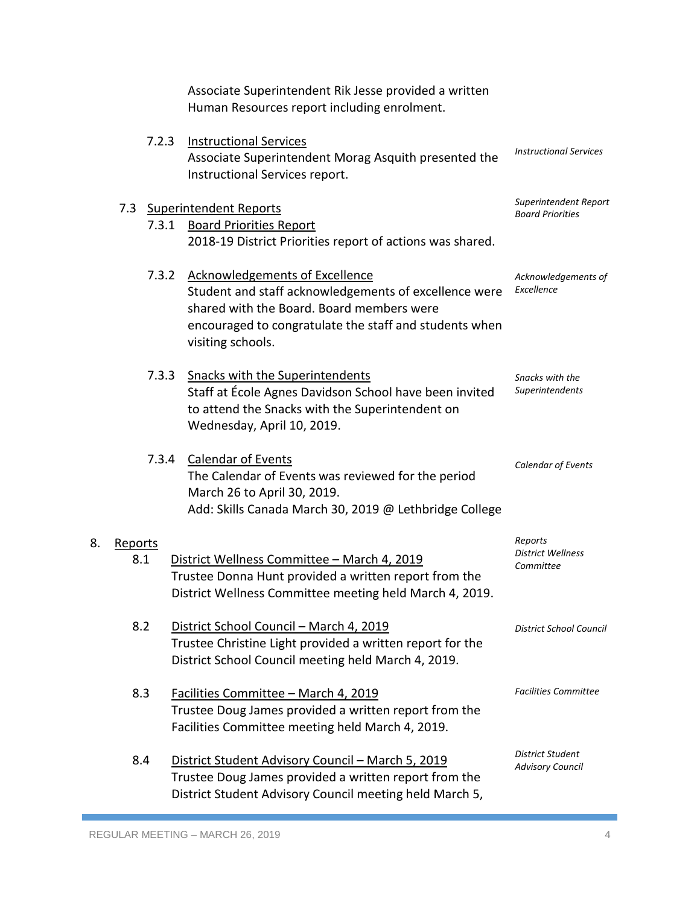Associate Superintendent Rik Jesse provided a written Human Resources report including enrolment.

7.2.3 Instructional Services
Associate Superintendent Morag Asquith presented the Instructional Services report.

*Instructional Services*

7.3 Superintendent Reports

*Superintendent Report Board Priorities*

7.3.1 Board Priorities Report
2018-19 District Priorities report of actions was shared.

7.3.2 Acknowledgements of Excellence
Student and staff acknowledgements of excellence were shared with the Board. Board members were encouraged to congratulate the staff and students when visiting schools.

*Acknowledgements of Excellence*

7.3.3 Snacks with the Superintendents
Staff at École Agnes Davidson School have been invited to attend the Snacks with the Superintendent on Wednesday, April 10, 2019.

*Snacks with the Superintendents*

7.3.4 Calendar of Events
The Calendar of Events was reviewed for the period March 26 to April 30, 2019.
Add: Skills Canada March 30, 2019 @ Lethbridge College

*Calendar of Events*

8. Reports

*Reports District Wellness Committee*

8.1 District Wellness Committee – March 4, 2019
Trustee Donna Hunt provided a written report from the District Wellness Committee meeting held March 4, 2019.

8.2 District School Council – March 4, 2019
Trustee Christine Light provided a written report for the District School Council meeting held March 4, 2019.

*District School Council*

8.3 Facilities Committee – March 4, 2019
Trustee Doug James provided a written report from the Facilities Committee meeting held March 4, 2019.

*Facilities Committee*

8.4 District Student Advisory Council – March 5, 2019
Trustee Doug James provided a written report from the District Student Advisory Council meeting held March 5,

*District Student Advisory Council*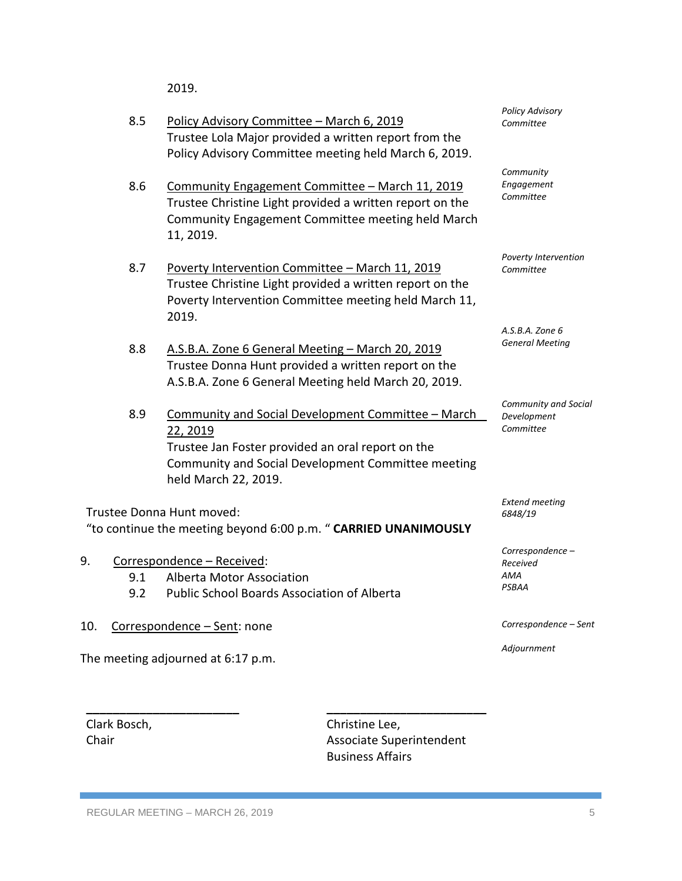2019.

8.5 Policy Advisory Committee – March 6, 2019
Trustee Lola Major provided a written report from the Policy Advisory Committee meeting held March 6, 2019.

*Policy Advisory Committee*

8.6 Community Engagement Committee – March 11, 2019
Trustee Christine Light provided a written report on the Community Engagement Committee meeting held March 11, 2019.

*Community Engagement Committee*

8.7 Poverty Intervention Committee – March 11, 2019
Trustee Christine Light provided a written report on the Poverty Intervention Committee meeting held March 11, 2019.

*Poverty Intervention Committee*

8.8 A.S.B.A. Zone 6 General Meeting – March 20, 2019
Trustee Donna Hunt provided a written report on the A.S.B.A. Zone 6 General Meeting held March 20, 2019.

*A.S.B.A. Zone 6 General Meeting*

8.9 Community and Social Development Committee – March 22, 2019
Trustee Jan Foster provided an oral report on the Community and Social Development Committee meeting held March 22, 2019.

*Community and Social Development Committee*

Trustee Donna Hunt moved:
"to continue the meeting beyond 6:00 p.m. " **CARRIED UNANIMOUSLY**

*Extend meeting 6848/19*

9. Correspondence – Received:
   - 9.1 Alberta Motor Association
   - 9.2 Public School Boards Association of Alberta

*Correspondence – Received AMA PSBAA*

10. Correspondence – Sent: none

*Correspondence – Sent*

The meeting adjourned at 6:17 p.m.

*Adjournment*

______________________
Clark Bosch,
Chair

______________________
Christine Lee,
Associate Superintendent
Business Affairs